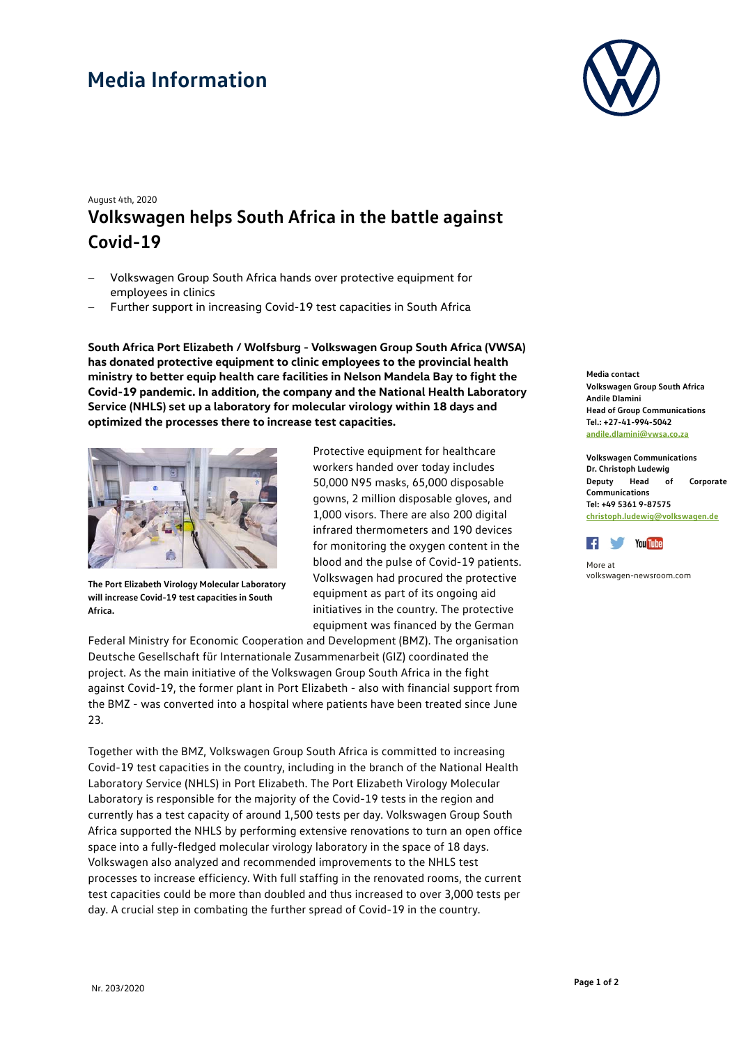# Media Information

August 4th, 2020

## Volkswagen helps South Africa in the battle against Covid-19

- Volkswagen Group South Africa hands over protective equipment for employees in clinics
- Further support in increasing Covid-19 test capacities in South Africa

**South Africa Port Elizabeth / Wolfsburg - Volkswagen Group South Africa (VWSA) has donated protective equipment to clinic employees to the provincial health ministry to better equip health care facilities in Nelson Mandela Bay to fight the Covid-19 pandemic. In addition, the company and the National Health Laboratory Service (NHLS) set up a laboratory for molecular virology within 18 days and optimized the processes there to increase test capacities.**

**The Port Elizabeth Virology Molecular Laboratory will increase Covid-19 test capacities in South Africa.**

Protective equipment for healthcare workers handed over today includes 50,000 N95 masks, 65,000 disposable gowns, 2 million disposable gloves, and 1,000 visors. There are also 200 digital infrared thermometers and 190 devices for monitoring the oxygen content in the blood and the pulse of Covid-19 patients. Volkswagen had procured the protective equipment as part of its ongoing aid initiatives in the country. The protective equipment was financed by the German Federal Ministry for Economic Cooperation and Development (BMZ). The organisation Deutsche Gesellschaft für Internationale Zusammenarbeit (GIZ) coordinated the project. As the main initiative of the Volkswagen Group South Africa in the fight against Covid-19, the former plant in Port Elizabeth - also with financial support from the BMZ - was converted into a hospital where patients have been treated since June 23.

Together with the BMZ, Volkswagen Group South Africa is committed to increasing Covid-19 test capacities in the country, including in the branch of the National Health Laboratory Service (NHLS) in Port Elizabeth. The Port Elizabeth Virology Molecular Laboratory is responsible for the majority of the Covid-19 tests in the region and currently has a test capacity of around 1,500 tests per day. Volkswagen Group South Africa supported the NHLS by performing extensive renovations to turn an open office space into a fully-fledged molecular virology laboratory in the space of 18 days. Volkswagen also analyzed and recommended improvements to the NHLS test processes to increase efficiency. With full staffing in the renovated rooms, the current test capacities could be more than doubled and thus increased to over 3,000 tests per day. A crucial step in combating the further spread of Covid-19 in the country.

**Media contact**
**Volkswagen Group South Africa**
**Andile Dlamini**
**Head of Group Communications**
**Tel.: +27-41-994-5042**
**andile.dlamini@vwsa.co.za**

**Volkswagen Communications**
**Dr. Christoph Ludewig**
**Deputy Head of Corporate Communications**
**Tel: +49 5361 9-87575**
**christoph.ludewig@volkswagen.de**

More at
volkswagen-newsroom.com

Nr. 203/2020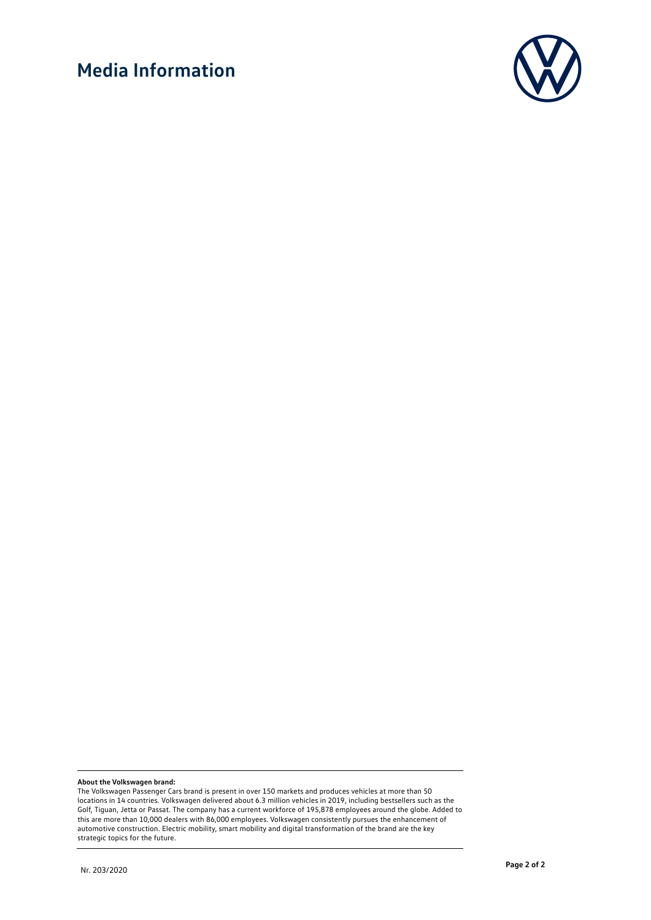**About the Volkswagen brand:**
The Volkswagen Passenger Cars brand is present in over 150 markets and produces vehicles at more than 50 locations in 14 countries. Volkswagen delivered about 6.3 million vehicles in 2019, including bestsellers such as the Golf, Tiguan, Jetta or Passat. The company has a current workforce of 195,878 employees around the globe. Added to this are more than 10,000 dealers with 86,000 employees. Volkswagen consistently pursues the enhancement of automotive construction. Electric mobility, smart mobility and digital transformation of the brand are the key strategic topics for the future.

Nr. 203/2020